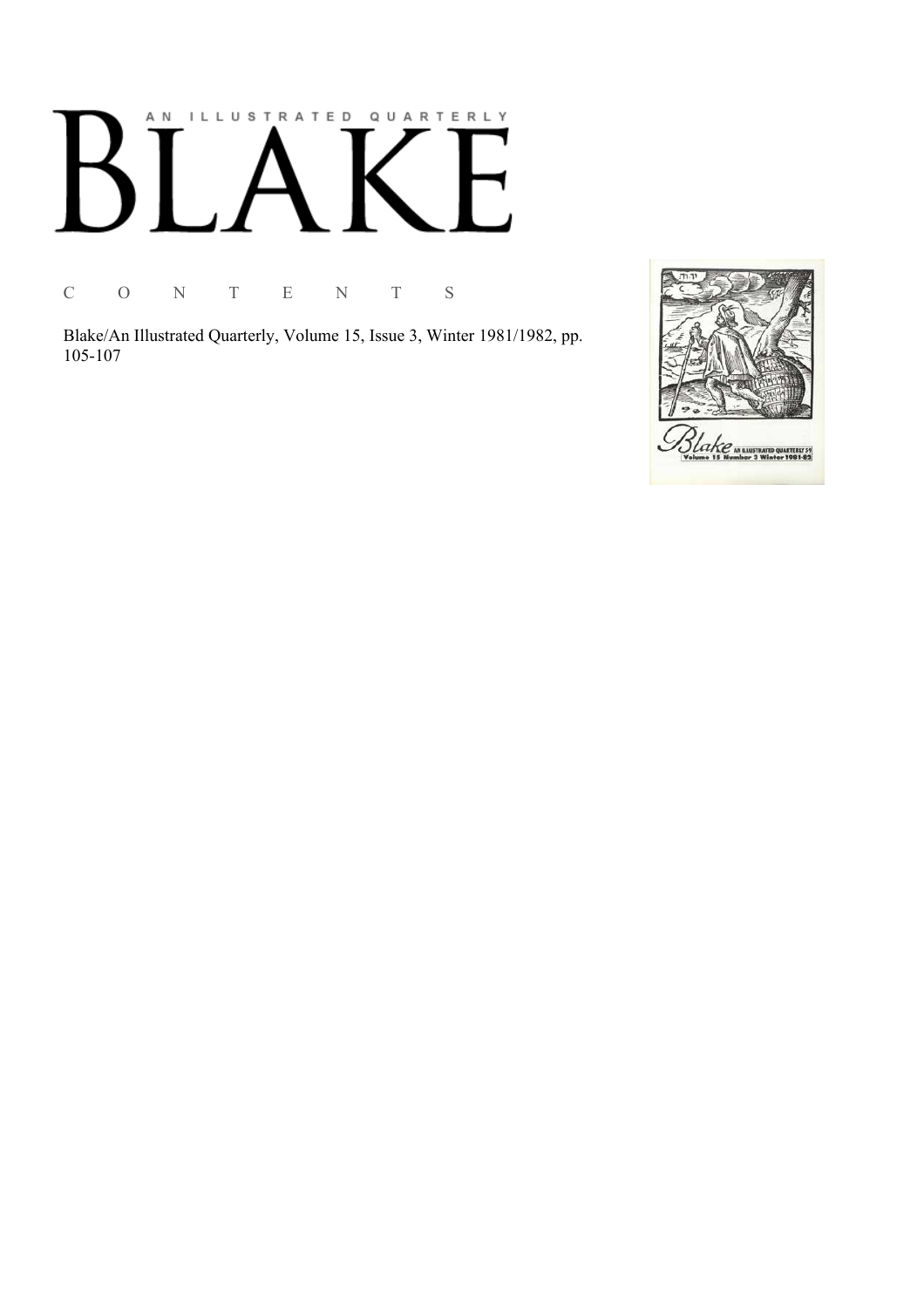# AN ILLUSTRATED QUARTERLY
# BLAKE

C O N T E N T S

Blake/An Illustrated Quarterly, Volume 15, Issue 3, Winter 1981/1982, pp. 105-107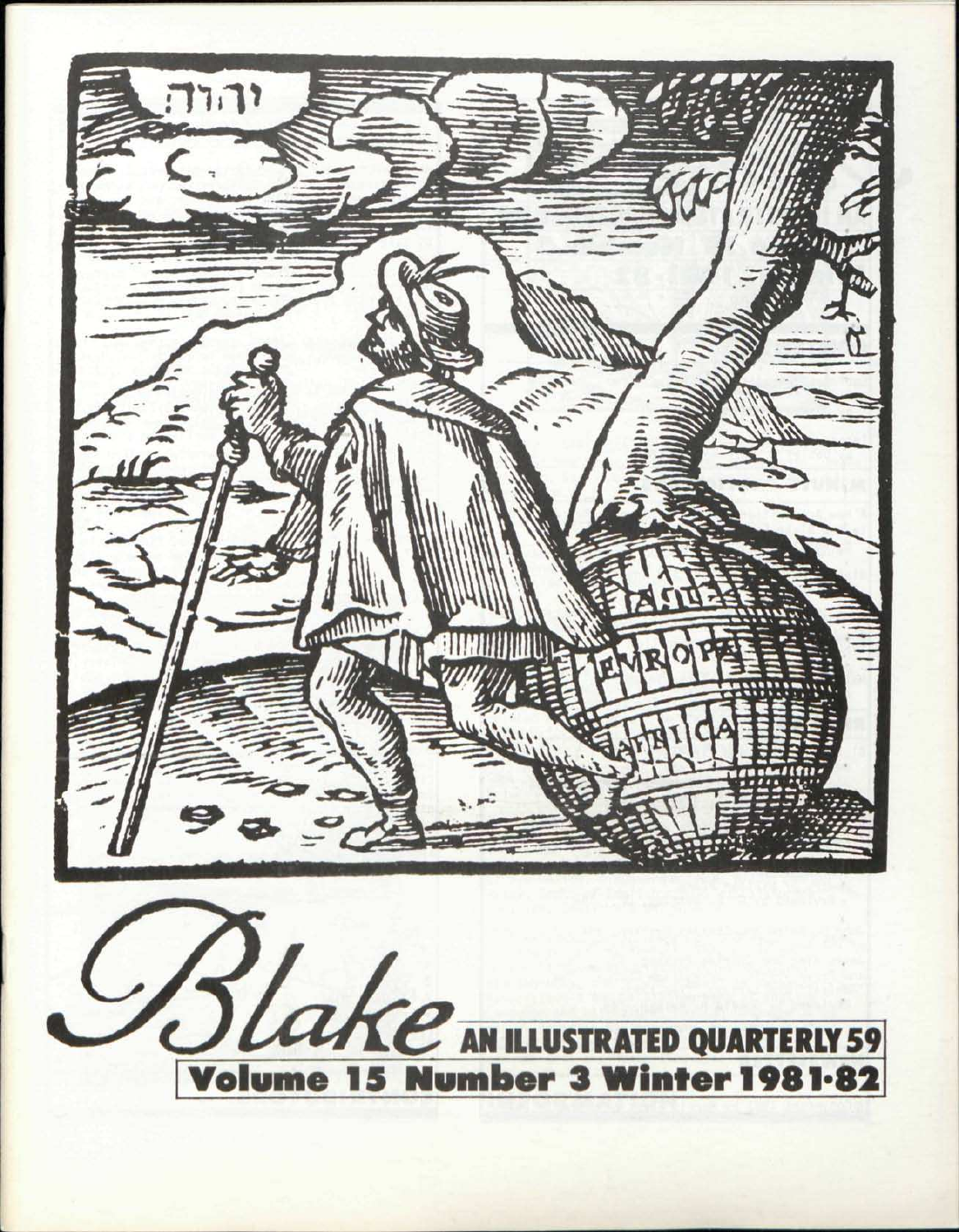# Blake

AN ILLUSTRATED QUARTERLY 59

Volume 15 Number 3 Winter 1981·82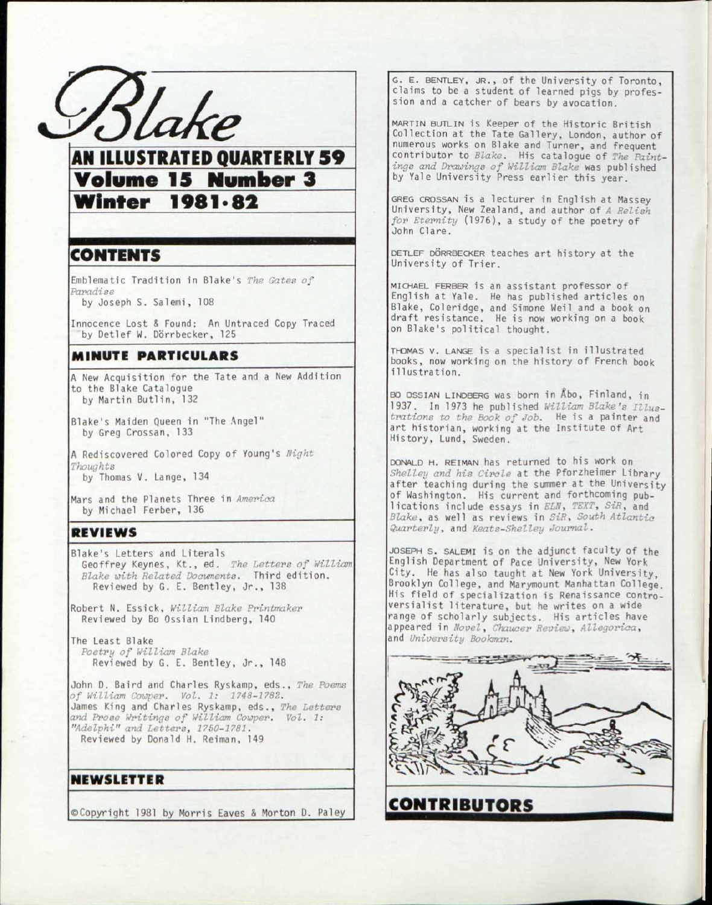# Blake

## AN ILLUSTRATED QUARTERLY 59

## Volume 15 Number 3

## Winter 1981·82

## CONTENTS

Emblematic Tradition in Blake's *The Gates of Paradise*
by Joseph S. Salemi, 108

Innocence Lost & Found: An Untraced Copy Traced
by Detlef W. Dörrbecker, 125

### MINUTE PARTICULARS

A New Acquisition for the Tate and a New Addition to the Blake Catalogue
by Martin Butlin, 132

Blake's Maiden Queen in "The Angel"
by Greg Crossan, 133

A Rediscovered Colored Copy of Young's *Night Thoughts*
by Thomas V. Lange, 134

Mars and the Planets Three in *America*
by Michael Ferber, 136

### REVIEWS

Blake's Letters and Literals
Geoffrey Keynes, Kt., ed. *The Letters of William Blake with Related Documents*. Third edition.
Reviewed by G. E. Bentley, Jr., 138

Robert N. Essick, *William Blake Printmaker*
Reviewed by Bo Ossian Lindberg, 140

The Least Blake
*Poetry of William Blake*
Reviewed by G. E. Bentley, Jr., 148

John D. Baird and Charles Ryskamp, eds., *The Poems of William Cowper. Vol. 1: 1748-1782.*
James King and Charles Ryskamp, eds., *The Letters and Prose Writings of William Cowper. Vol. 1: "Adelphi" and Letters, 1750-1781.*
Reviewed by Donald H. Reiman, 149

### NEWSLETTER

©Copyright 1981 by Morris Eaves & Morton D. Paley

## CONTRIBUTORS

G. E. BENTLEY, JR., of the University of Toronto, claims to be a student of learned pigs by profession and a catcher of bears by avocation.

MARTIN BUTLIN is Keeper of the Historic British Collection at the Tate Gallery, London, author of numerous works on Blake and Turner, and frequent contributor to *Blake*. His catalogue of *The Paintings and Drawings of William Blake* was published by Yale University Press earlier this year.

GREG CROSSAN is a lecturer in English at Massey University, New Zealand, and author of *A Relish for Eternity* (1976), a study of the poetry of John Clare.

DETLEF DÖRRBECKER teaches art history at the University of Trier.

MICHAEL FERBER is an assistant professor of English at Yale. He has published articles on Blake, Coleridge, and Simone Weil and a book on draft resistance. He is now working on a book on Blake's political thought.

THOMAS V. LANGE is a specialist in illustrated books, now working on the history of French book illustration.

BO OSSIAN LINDBERG was born in Åbo, Finland, in 1937. In 1973 he published *William Blake's Illustrations to the Book of Job*. He is a painter and art historian, working at the Institute of Art History, Lund, Sweden.

DONALD H. REIMAN has returned to his work on *Shelley and his Circle* at the Pforzheimer Library after teaching during the summer at the University of Washington. His current and forthcoming publications include essays in *ELN*, *TEXT*, *SiR*, and *Blake*, as well as reviews in *SiR*, *South Atlantic Quarterly*, and *Keats-Shelley Journal*.

JOSEPH S. SALEMI is on the adjunct faculty of the English Department of Pace University, New York City. He has also taught at New York University, Brooklyn College, and Marymount Manhattan College. His field of specialization is Renaissance controversialist literature, but he writes on a wide range of scholarly subjects. His articles have appeared in *Novel*, *Chaucer Review*, *Allegorica*, and *University Bookman*.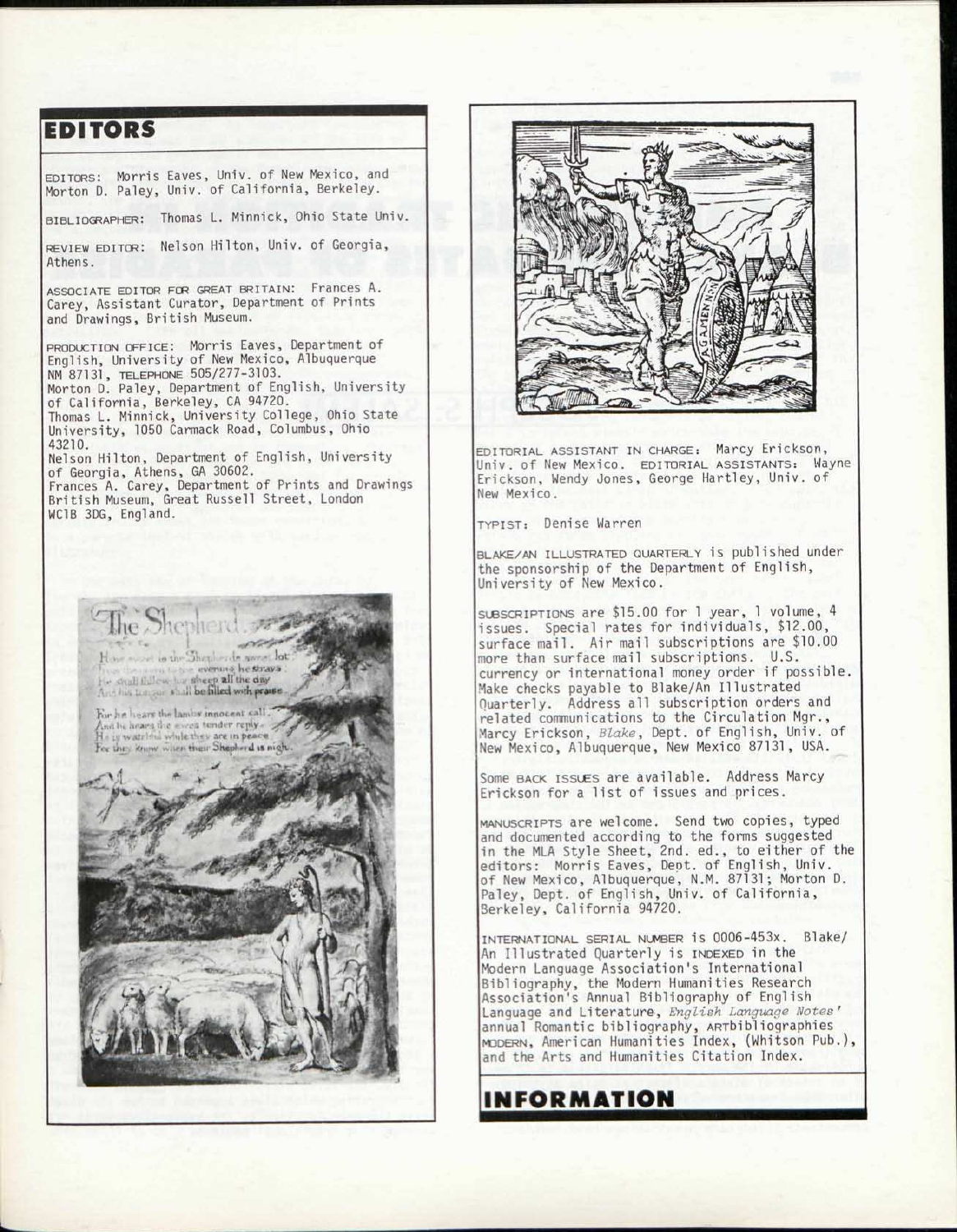# EDITORS

EDITORS: Morris Eaves, Univ. of New Mexico, and Morton D. Paley, Univ. of California, Berkeley.

BIBLIOGRAPHER: Thomas L. Minnick, Ohio State Univ.

REVIEW EDITOR: Nelson Hilton, Univ. of Georgia, Athens.

ASSOCIATE EDITOR FOR GREAT BRITAIN: Frances A. Carey, Assistant Curator, Department of Prints and Drawings, British Museum.

PRODUCTION OFFICE: Morris Eaves, Department of English, University of New Mexico, Albuquerque NM 87131, TELEPHONE 505/277-3103.
Morton D. Paley, Department of English, University of California, Berkeley, CA 94720.
Thomas L. Minnick, University College, Ohio State University, 1050 Carmack Road, Columbus, Ohio 43210.
Nelson Hilton, Department of English, University of Georgia, Athens, GA 30602.
Frances A. Carey, Department of Prints and Drawings British Museum, Great Russell Street, London WC1B 3DG, England.

EDITORIAL ASSISTANT IN CHARGE: Marcy Erickson, Univ. of New Mexico. EDITORIAL ASSISTANTS: Wayne Erickson, Wendy Jones, George Hartley, Univ. of New Mexico.

TYPIST: Denise Warren

BLAKE/AN ILLUSTRATED QUARTERLY is published under the sponsorship of the Department of English, University of New Mexico.

SUBSCRIPTIONS are $15.00 for 1 year, 1 volume, 4 issues. Special rates for individuals, $12.00, surface mail. Air mail subscriptions are $10.00 more than surface mail subscriptions. U.S. currency or international money order if possible. Make checks payable to Blake/An Illustrated Quarterly. Address all subscription orders and related communications to the Circulation Mgr., Marcy Erickson, *Blake*, Dept. of English, Univ. of New Mexico, Albuquerque, New Mexico 87131, USA.

Some BACK ISSUES are available. Address Marcy Erickson for a list of issues and prices.

MANUSCRIPTS are welcome. Send two copies, typed and documented according to the forms suggested in the MLA Style Sheet, 2nd. ed., to either of the editors: Morris Eaves, Dept. of English, Univ. of New Mexico, Albuquerque, N.M. 87131; Morton D. Paley, Dept. of English, Univ. of California, Berkeley, California 94720.

INTERNATIONAL SERIAL NUMBER is 0006-453x. Blake/An Illustrated Quarterly is INDEXED in the Modern Language Association's International Bibliography, the Modern Humanities Research Association's Annual Bibliography of English Language and Literature, *English Language Notes'* annual Romantic bibliography, ARTbibliographies MODERN, American Humanities Index, (Whitson Pub.), and the Arts and Humanities Citation Index.

# INFORMATION